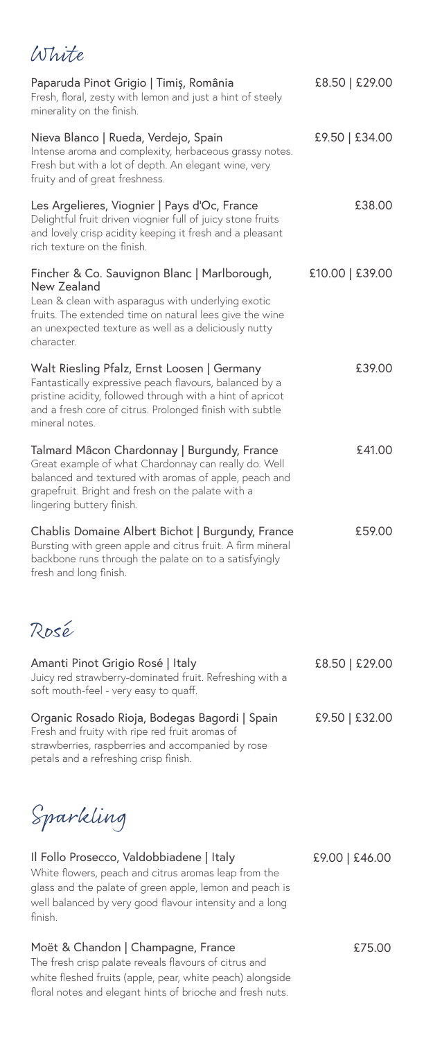# White

**Paparuda Pinot Grigio | Timiș, România** — £8.50 | £29.00
Fresh, floral, zesty with lemon and just a hint of steely minerality on the finish.

**Nieva Blanco | Rueda, Verdejo, Spain** — £9.50 | £34.00
Intense aroma and complexity, herbaceous grassy notes. Fresh but with a lot of depth. An elegant wine, very fruity and of great freshness.

**Les Argelieres, Viognier | Pays d'Oc, France** — £38.00
Delightful fruit driven viognier full of juicy stone fruits and lovely crisp acidity keeping it fresh and a pleasant rich texture on the finish.

**Fincher & Co. Sauvignon Blanc | Marlborough, New Zealand** — £10.00 | £39.00
Lean & clean with asparagus with underlying exotic fruits. The extended time on natural lees give the wine an unexpected texture as well as a deliciously nutty character.

**Walt Riesling Pfalz, Ernst Loosen | Germany** — £39.00
Fantastically expressive peach flavours, balanced by a pristine acidity, followed through with a hint of apricot and a fresh core of citrus. Prolonged finish with subtle mineral notes.

**Talmard Mâcon Chardonnay | Burgundy, France** — £41.00
Great example of what Chardonnay can really do. Well balanced and textured with aromas of apple, peach and grapefruit. Bright and fresh on the palate with a lingering buttery finish.

**Chablis Domaine Albert Bichot | Burgundy, France** — £59.00
Bursting with green apple and citrus fruit. A firm mineral backbone runs through the palate on to a satisfyingly fresh and long finish.

# Rosé

**Amanti Pinot Grigio Rosé | Italy** — £8.50 | £29.00
Juicy red strawberry-dominated fruit. Refreshing with a soft mouth-feel - very easy to quaff.

**Organic Rosado Rioja, Bodegas Bagordi | Spain** — £9.50 | £32.00
Fresh and fruity with ripe red fruit aromas of strawberries, raspberries and accompanied by rose petals and a refreshing crisp finish.

# Sparkling

**Il Follo Prosecco, Valdobbiadene | Italy** — £9.00 | £46.00
White flowers, peach and citrus aromas leap from the glass and the palate of green apple, lemon and peach is well balanced by very good flavour intensity and a long finish.

**Moët & Chandon | Champagne, France** — £75.00
The fresh crisp palate reveals flavours of citrus and white fleshed fruits (apple, pear, white peach) alongside floral notes and elegant hints of brioche and fresh nuts.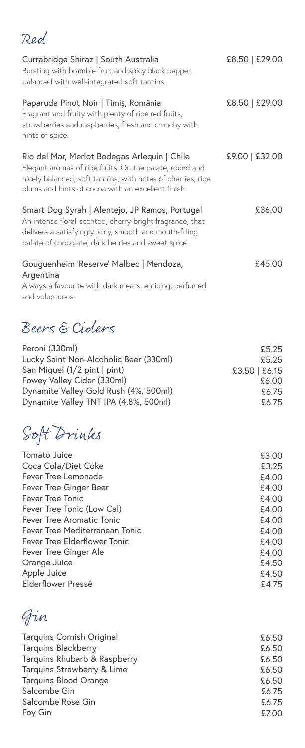## Red

**Currabridge Shiraz | South Australia** — £8.50 | £29.00
Bursting with bramble fruit and spicy black pepper, balanced with well-integrated soft tannins.

**Paparuda Pinot Noir | Timiş, România** — £8.50 | £29.00
Fragrant and fruity with plenty of ripe red fruits, strawberries and raspberries, fresh and crunchy with hints of spice.

**Rio del Mar, Merlot Bodegas Arlequin | Chile** — £9.00 | £32.00
Elegant aromas of ripe fruits. On the palate, round and nicely balanced, soft tannins, with notes of cherries, ripe plums and hints of cocoa with an excellent finish.

**Smart Dog Syrah | Alentejo, JP Ramos, Portugal** — £36.00
An intense floral-scented, cherry-bright fragrance, that delivers a satisfyingly juicy, smooth and mouth-filling palate of chocolate, dark berries and sweet spice.

**Gouguenheim 'Reserve' Malbec | Mendoza, Argentina** — £45.00
Always a favourite with dark meats, enticing, perfumed and voluptuous.

## Beers & Ciders

| Item | Price |
|---|---|
| Peroni (330ml) | £5.25 |
| Lucky Saint Non-Alcoholic Beer (330ml) | £5.25 |
| San Miguel (1/2 pint \| pint) | £3.50 \| £6.15 |
| Fowey Valley Cider (330ml) | £6.00 |
| Dynamite Valley Gold Rush (4%, 500ml) | £6.75 |
| Dynamite Valley TNT IPA (4.8%, 500ml) | £6.75 |

## Soft Drinks

| Item | Price |
|---|---|
| Tomato Juice | £3.00 |
| Coca Cola/Diet Coke | £3.25 |
| Fever Tree Lemonade | £4.00 |
| Fever Tree Ginger Beer | £4.00 |
| Fever Tree Tonic | £4.00 |
| Fever Tree Tonic (Low Cal) | £4.00 |
| Fever Tree Aromatic Tonic | £4.00 |
| Fever Tree Mediterranean Tonic | £4.00 |
| Fever Tree Elderflower Tonic | £4.00 |
| Fever Tree Ginger Ale | £4.00 |
| Orange Juice | £4.50 |
| Apple Juice | £4.50 |
| Elderflower Pressé | £4.75 |

## Gin

| Item | Price |
|---|---|
| Tarquins Cornish Original | £6.50 |
| Tarquins Blackberry | £6.50 |
| Tarquins Rhubarb & Raspberry | £6.50 |
| Tarquins Strawberry & Lime | £6.50 |
| Tarquins Blood Orange | £6.50 |
| Salcombe Gin | £6.75 |
| Salcombe Rose Gin | £6.75 |
| Foy Gin | £7.00 |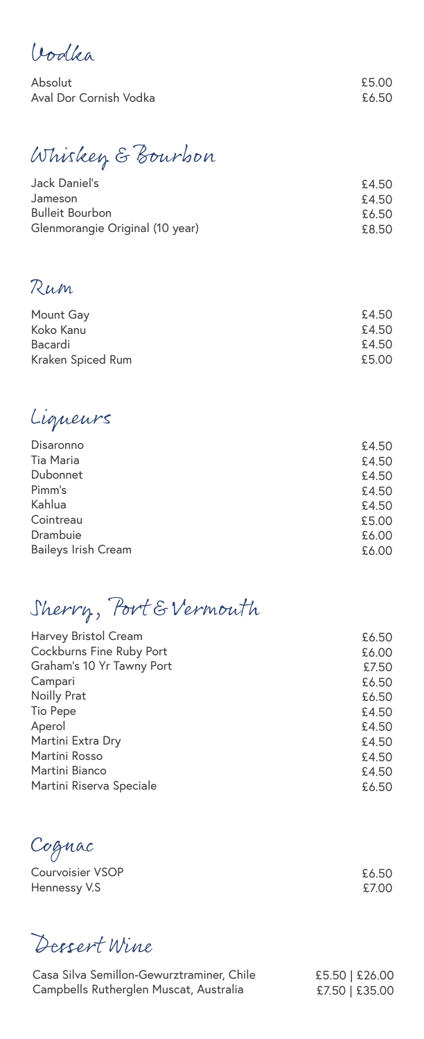## Vodka

| | |
|---|---|
| Absolut | £5.00 |
| Aval Dor Cornish Vodka | £6.50 |

## Whiskey & Bourbon

| | |
|---|---|
| Jack Daniel's | £4.50 |
| Jameson | £4.50 |
| Bulleit Bourbon | £6.50 |
| Glenmorangie Original (10 year) | £8.50 |

## Rum

| | |
|---|---|
| Mount Gay | £4.50 |
| Koko Kanu | £4.50 |
| Bacardi | £4.50 |
| Kraken Spiced Rum | £5.00 |

## Liqueurs

| | |
|---|---|
| Disaronno | £4.50 |
| Tia Maria | £4.50 |
| Dubonnet | £4.50 |
| Pimm's | £4.50 |
| Kahlua | £4.50 |
| Cointreau | £5.00 |
| Drambuie | £6.00 |
| Baileys Irish Cream | £6.00 |

## Sherry, Port & Vermouth

| | |
|---|---|
| Harvey Bristol Cream | £6.50 |
| Cockburns Fine Ruby Port | £6.00 |
| Graham's 10 Yr Tawny Port | £7.50 |
| Campari | £6.50 |
| Noilly Prat | £6.50 |
| Tio Pepe | £4.50 |
| Aperol | £4.50 |
| Martini Extra Dry | £4.50 |
| Martini Rosso | £4.50 |
| Martini Bianco | £4.50 |
| Martini Riserva Speciale | £6.50 |

## Cognac

| | |
|---|---|
| Courvoisier VSOP | £6.50 |
| Hennessy V.S | £7.00 |

## Dessert Wine

| | |
|---|---|
| Casa Silva Semillon-Gewurztraminer, Chile | £5.50 \| £26.00 |
| Campbells Rutherglen Muscat, Australia | £7.50 \| £35.00 |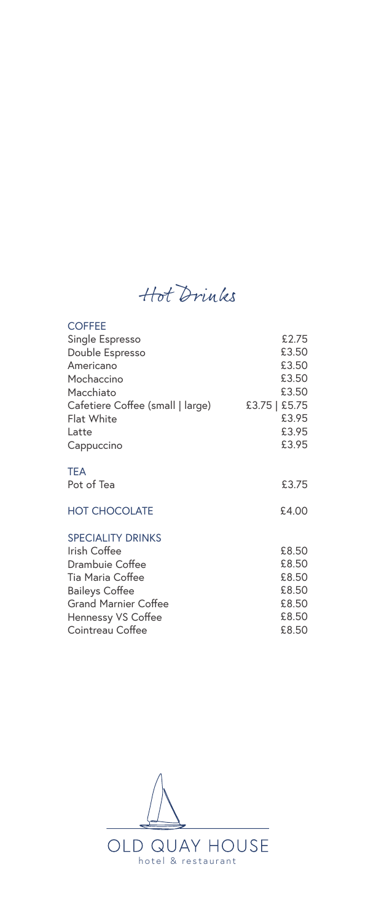# Hot Drinks

| | |
|---|---|
| **COFFEE** | |
| Single Espresso | £2.75 |
| Double Espresso | £3.50 |
| Americano | £3.50 |
| Mochaccino | £3.50 |
| Macchiato | £3.50 |
| Cafetiere Coffee (small \| large) | £3.75 \| £5.75 |
| Flat White | £3.95 |
| Latte | £3.95 |
| Cappuccino | £3.95 |
| **TEA** | |
| Pot of Tea | £3.75 |
| **HOT CHOCOLATE** | £4.00 |
| **SPECIALITY DRINKS** | |
| Irish Coffee | £8.50 |
| Drambuie Coffee | £8.50 |
| Tia Maria Coffee | £8.50 |
| Baileys Coffee | £8.50 |
| Grand Marnier Coffee | £8.50 |
| Hennessy VS Coffee | £8.50 |
| Cointreau Coffee | £8.50 |

OLD QUAY HOUSE
hotel & restaurant